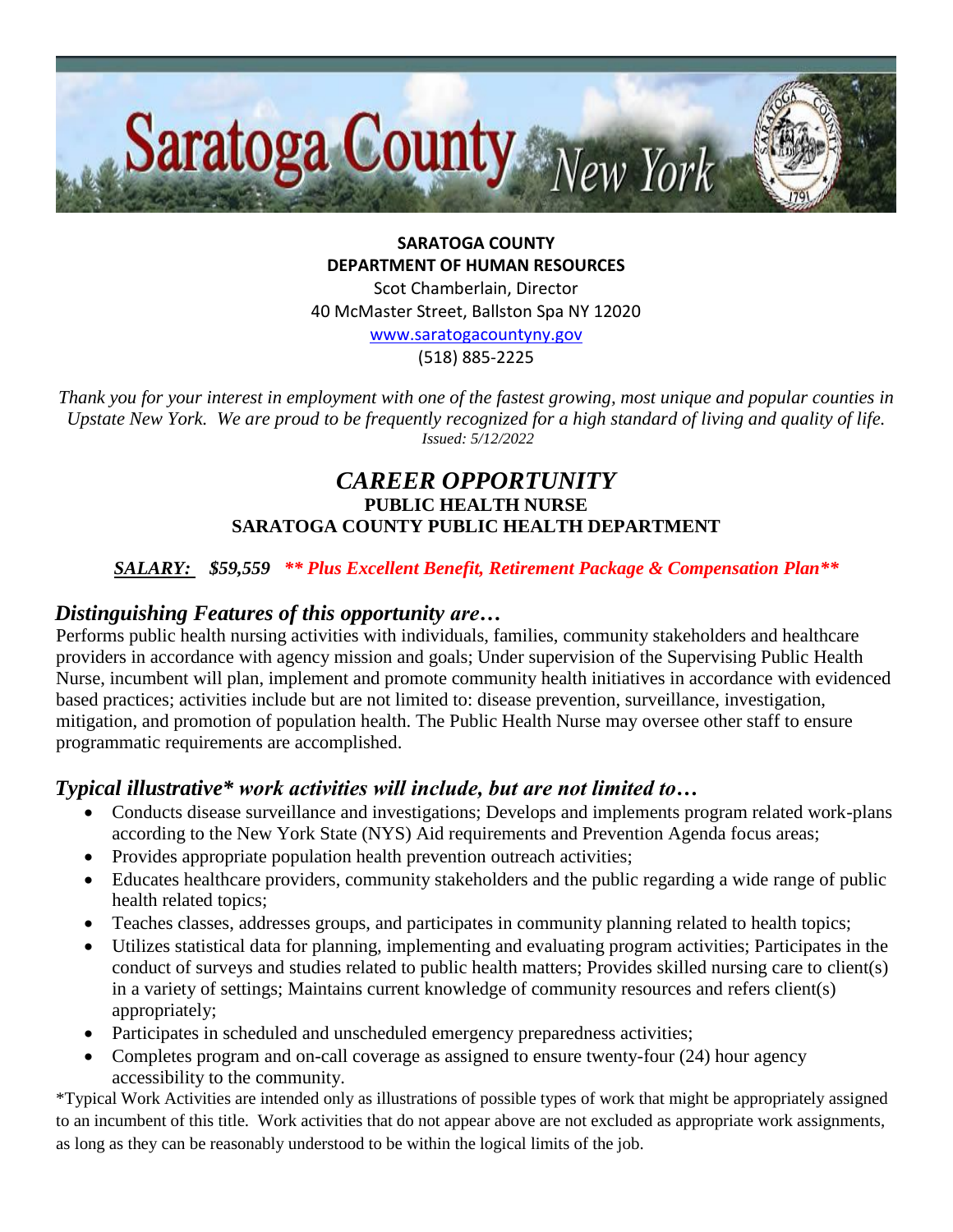# Saratoga County New York

**SARATOGA COUNTY**
**DEPARTMENT OF HUMAN RESOURCES**

Scot Chamberlain, Director
40 McMaster Street, Ballston Spa NY 12020
www.saratogacountyny.gov
(518) 885-2225

*Thank you for your interest in employment with one of the fastest growing, most unique and popular counties in Upstate New York. We are proud to be frequently recognized for a high standard of living and quality of life.*
*Issued: 5/12/2022*

## *CAREER OPPORTUNITY*

### PUBLIC HEALTH NURSE
### SARATOGA COUNTY PUBLIC HEALTH DEPARTMENT

***SALARY:*** ***$59,559*** ***\*\* Plus Excellent Benefit, Retirement Package & Compensation Plan\*\****

### *Distinguishing Features of this opportunity are…*

Performs public health nursing activities with individuals, families, community stakeholders and healthcare providers in accordance with agency mission and goals; Under supervision of the Supervising Public Health Nurse, incumbent will plan, implement and promote community health initiatives in accordance with evidenced based practices; activities include but are not limited to: disease prevention, surveillance, investigation, mitigation, and promotion of population health. The Public Health Nurse may oversee other staff to ensure programmatic requirements are accomplished.

### *Typical illustrative\* work activities will include, but are not limited to…*

- Conducts disease surveillance and investigations; Develops and implements program related work-plans according to the New York State (NYS) Aid requirements and Prevention Agenda focus areas;
- Provides appropriate population health prevention outreach activities;
- Educates healthcare providers, community stakeholders and the public regarding a wide range of public health related topics;
- Teaches classes, addresses groups, and participates in community planning related to health topics;
- Utilizes statistical data for planning, implementing and evaluating program activities; Participates in the conduct of surveys and studies related to public health matters; Provides skilled nursing care to client(s) in a variety of settings; Maintains current knowledge of community resources and refers client(s) appropriately;
- Participates in scheduled and unscheduled emergency preparedness activities;
- Completes program and on-call coverage as assigned to ensure twenty-four (24) hour agency accessibility to the community.

\*Typical Work Activities are intended only as illustrations of possible types of work that might be appropriately assigned to an incumbent of this title. Work activities that do not appear above are not excluded as appropriate work assignments, as long as they can be reasonably understood to be within the logical limits of the job.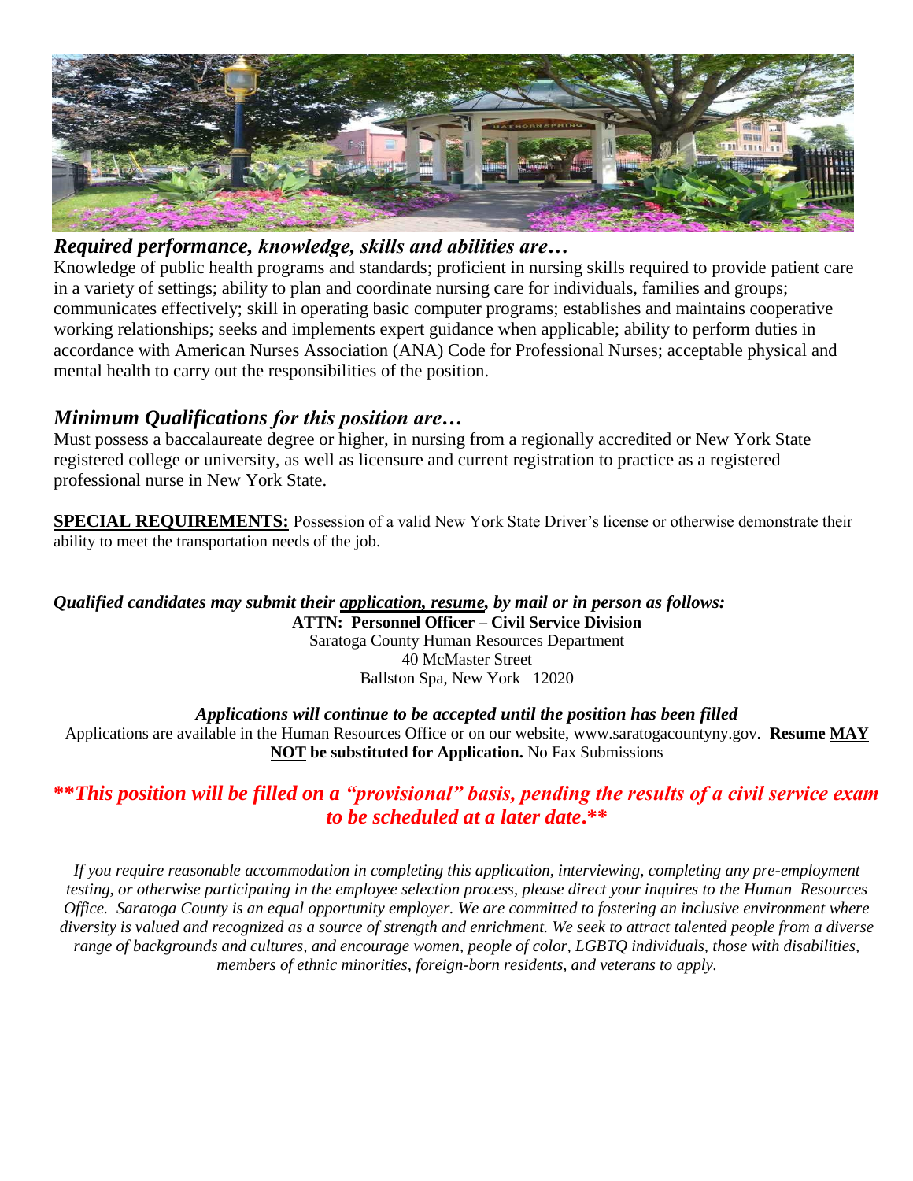## *Required performance, knowledge, skills and abilities are…*

Knowledge of public health programs and standards; proficient in nursing skills required to provide patient care in a variety of settings; ability to plan and coordinate nursing care for individuals, families and groups; communicates effectively; skill in operating basic computer programs; establishes and maintains cooperative working relationships; seeks and implements expert guidance when applicable; ability to perform duties in accordance with American Nurses Association (ANA) Code for Professional Nurses; acceptable physical and mental health to carry out the responsibilities of the position.

## *Minimum Qualifications for this position are…*

Must possess a baccalaureate degree or higher, in nursing from a regionally accredited or New York State registered college or university, as well as licensure and current registration to practice as a registered professional nurse in New York State.

**SPECIAL REQUIREMENTS:** Possession of a valid New York State Driver's license or otherwise demonstrate their ability to meet the transportation needs of the job.

***Qualified candidates may submit their application, resume, by mail or in person as follows:***

**ATTN: Personnel Officer – Civil Service Division**
Saratoga County Human Resources Department
40 McMaster Street
Ballston Spa, New York 12020

***Applications will continue to be accepted until the position has been filled***

Applications are available in the Human Resources Office or on our website, www.saratogacountyny.gov. **Resume MAY NOT be substituted for Application.** No Fax Submissions

***\*\*This position will be filled on a "provisional" basis, pending the results of a civil service exam to be scheduled at a later date.\*\****

*If you require reasonable accommodation in completing this application, interviewing, completing any pre-employment testing, or otherwise participating in the employee selection process, please direct your inquires to the Human Resources Office. Saratoga County is an equal opportunity employer. We are committed to fostering an inclusive environment where diversity is valued and recognized as a source of strength and enrichment. We seek to attract talented people from a diverse range of backgrounds and cultures, and encourage women, people of color, LGBTQ individuals, those with disabilities, members of ethnic minorities, foreign-born residents, and veterans to apply.*